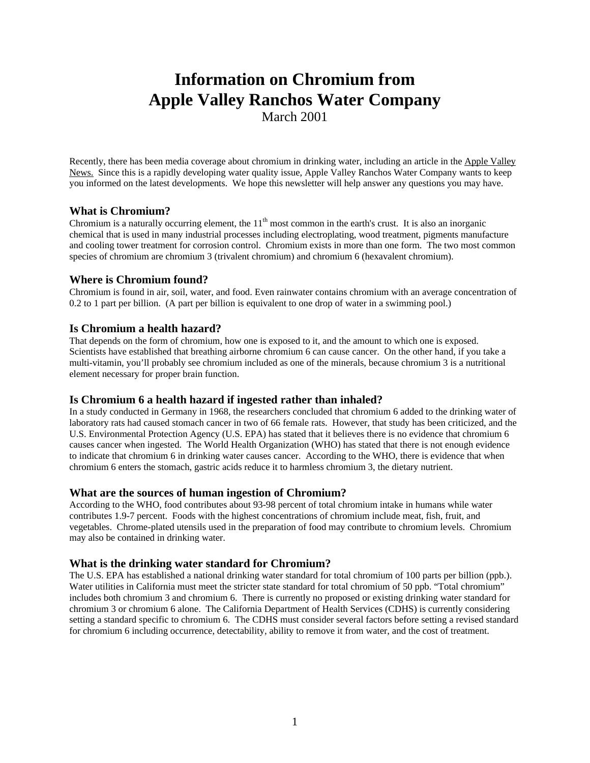# Information on Chromium from Apple Valley Ranchos Water Company

March 2001

Recently, there has been media coverage about chromium in drinking water, including an article in the Apple Valley News. Since this is a rapidly developing water quality issue, Apple Valley Ranchos Water Company wants to keep you informed on the latest developments. We hope this newsletter will help answer any questions you may have.

### What is Chromium?

Chromium is a naturally occurring element, the 11$^{th}$ most common in the earth's crust. It is also an inorganic chemical that is used in many industrial processes including electroplating, wood treatment, pigments manufacture and cooling tower treatment for corrosion control. Chromium exists in more than one form. The two most common species of chromium are chromium 3 (trivalent chromium) and chromium 6 (hexavalent chromium).

### Where is Chromium found?

Chromium is found in air, soil, water, and food. Even rainwater contains chromium with an average concentration of 0.2 to 1 part per billion. (A part per billion is equivalent to one drop of water in a swimming pool.)

### Is Chromium a health hazard?

That depends on the form of chromium, how one is exposed to it, and the amount to which one is exposed. Scientists have established that breathing airborne chromium 6 can cause cancer. On the other hand, if you take a multi-vitamin, you'll probably see chromium included as one of the minerals, because chromium 3 is a nutritional element necessary for proper brain function.

### Is Chromium 6 a health hazard if ingested rather than inhaled?

In a study conducted in Germany in 1968, the researchers concluded that chromium 6 added to the drinking water of laboratory rats had caused stomach cancer in two of 66 female rats. However, that study has been criticized, and the U.S. Environmental Protection Agency (U.S. EPA) has stated that it believes there is no evidence that chromium 6 causes cancer when ingested. The World Health Organization (WHO) has stated that there is not enough evidence to indicate that chromium 6 in drinking water causes cancer. According to the WHO, there is evidence that when chromium 6 enters the stomach, gastric acids reduce it to harmless chromium 3, the dietary nutrient.

### What are the sources of human ingestion of Chromium?

According to the WHO, food contributes about 93-98 percent of total chromium intake in humans while water contributes 1.9-7 percent. Foods with the highest concentrations of chromium include meat, fish, fruit, and vegetables. Chrome-plated utensils used in the preparation of food may contribute to chromium levels. Chromium may also be contained in drinking water.

### What is the drinking water standard for Chromium?

The U.S. EPA has established a national drinking water standard for total chromium of 100 parts per billion (ppb.). Water utilities in California must meet the stricter state standard for total chromium of 50 ppb. "Total chromium" includes both chromium 3 and chromium 6. There is currently no proposed or existing drinking water standard for chromium 3 or chromium 6 alone. The California Department of Health Services (CDHS) is currently considering setting a standard specific to chromium 6. The CDHS must consider several factors before setting a revised standard for chromium 6 including occurrence, detectability, ability to remove it from water, and the cost of treatment.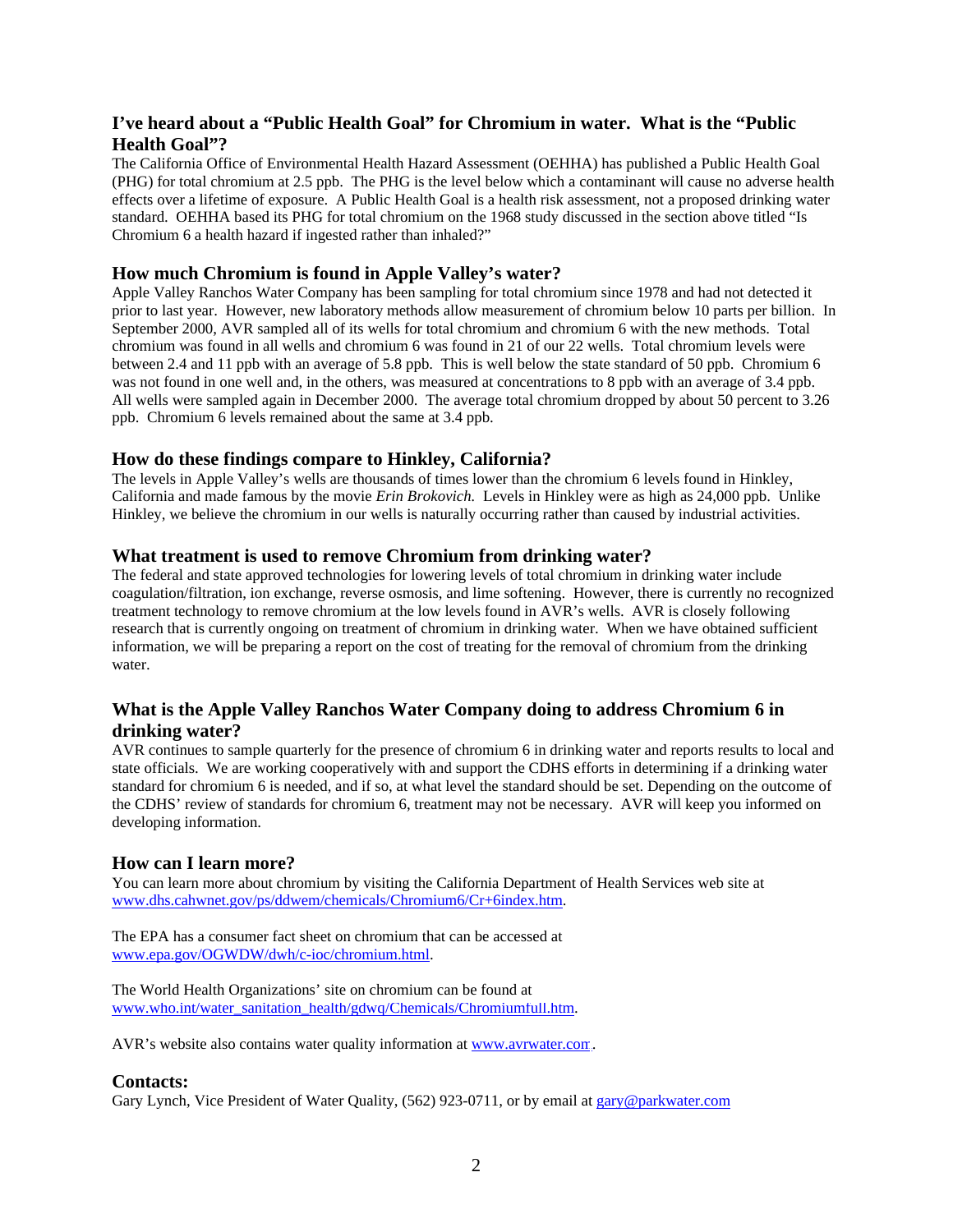## I've heard about a "Public Health Goal" for Chromium in water. What is the "Public Health Goal"?

The California Office of Environmental Health Hazard Assessment (OEHHA) has published a Public Health Goal (PHG) for total chromium at 2.5 ppb. The PHG is the level below which a contaminant will cause no adverse health effects over a lifetime of exposure. A Public Health Goal is a health risk assessment, not a proposed drinking water standard. OEHHA based its PHG for total chromium on the 1968 study discussed in the section above titled "Is Chromium 6 a health hazard if ingested rather than inhaled?"

## How much Chromium is found in Apple Valley's water?

Apple Valley Ranchos Water Company has been sampling for total chromium since 1978 and had not detected it prior to last year. However, new laboratory methods allow measurement of chromium below 10 parts per billion. In September 2000, AVR sampled all of its wells for total chromium and chromium 6 with the new methods. Total chromium was found in all wells and chromium 6 was found in 21 of our 22 wells. Total chromium levels were between 2.4 and 11 ppb with an average of 5.8 ppb. This is well below the state standard of 50 ppb. Chromium 6 was not found in one well and, in the others, was measured at concentrations to 8 ppb with an average of 3.4 ppb. All wells were sampled again in December 2000. The average total chromium dropped by about 50 percent to 3.26 ppb. Chromium 6 levels remained about the same at 3.4 ppb.

## How do these findings compare to Hinkley, California?

The levels in Apple Valley's wells are thousands of times lower than the chromium 6 levels found in Hinkley, California and made famous by the movie *Erin Brokovich.* Levels in Hinkley were as high as 24,000 ppb. Unlike Hinkley, we believe the chromium in our wells is naturally occurring rather than caused by industrial activities.

## What treatment is used to remove Chromium from drinking water?

The federal and state approved technologies for lowering levels of total chromium in drinking water include coagulation/filtration, ion exchange, reverse osmosis, and lime softening. However, there is currently no recognized treatment technology to remove chromium at the low levels found in AVR's wells. AVR is closely following research that is currently ongoing on treatment of chromium in drinking water. When we have obtained sufficient information, we will be preparing a report on the cost of treating for the removal of chromium from the drinking water.

## What is the Apple Valley Ranchos Water Company doing to address Chromium 6 in drinking water?

AVR continues to sample quarterly for the presence of chromium 6 in drinking water and reports results to local and state officials. We are working cooperatively with and support the CDHS efforts in determining if a drinking water standard for chromium 6 is needed, and if so, at what level the standard should be set. Depending on the outcome of the CDHS' review of standards for chromium 6, treatment may not be necessary. AVR will keep you informed on developing information.

## How can I learn more?

You can learn more about chromium by visiting the California Department of Health Services web site at www.dhs.cahwnet.gov/ps/ddwem/chemicals/Chromium6/Cr+6index.htm.

The EPA has a consumer fact sheet on chromium that can be accessed at www.epa.gov/OGWDW/dwh/c-ioc/chromium.html.

The World Health Organizations' site on chromium can be found at www.who.int/water_sanitation_health/gdwq/Chemicals/Chromiumfull.htm.

AVR's website also contains water quality information at www.avrwater.com.

## Contacts:

Gary Lynch, Vice President of Water Quality, (562) 923-0711, or by email at gary@parkwater.com